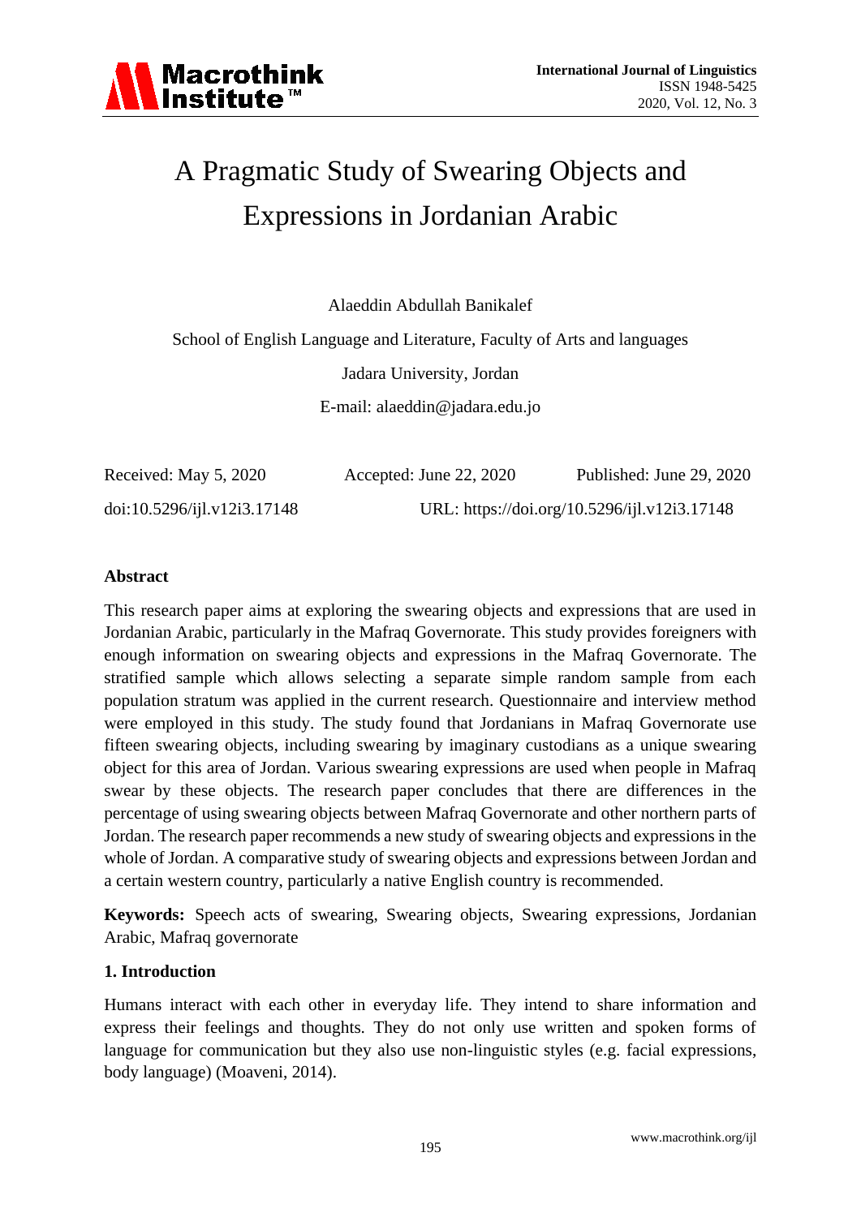# A Pragmatic Study of Swearing Objects and Expressions in Jordanian Arabic

Alaeddin Abdullah Banikalef

School of English Language and Literature, Faculty of Arts and languages

Jadara University, Jordan

E-mail: alaeddin@jadara.edu.jo

Received: May 5, 2020 Accepted: June 22, 2020 Published: June 29, 2020

doi:10.5296/ijl.v12i3.17148 URL: https://doi.org/10.5296/ijl.v12i3.17148

## Abstract

This research paper aims at exploring the swearing objects and expressions that are used in Jordanian Arabic, particularly in the Mafraq Governorate. This study provides foreigners with enough information on swearing objects and expressions in the Mafraq Governorate. The stratified sample which allows selecting a separate simple random sample from each population stratum was applied in the current research. Questionnaire and interview method were employed in this study. The study found that Jordanians in Mafraq Governorate use fifteen swearing objects, including swearing by imaginary custodians as a unique swearing object for this area of Jordan. Various swearing expressions are used when people in Mafraq swear by these objects. The research paper concludes that there are differences in the percentage of using swearing objects between Mafraq Governorate and other northern parts of Jordan. The research paper recommends a new study of swearing objects and expressions in the whole of Jordan. A comparative study of swearing objects and expressions between Jordan and a certain western country, particularly a native English country is recommended.

**Keywords:** Speech acts of swearing, Swearing objects, Swearing expressions, Jordanian Arabic, Mafraq governorate

## 1. Introduction

Humans interact with each other in everyday life. They intend to share information and express their feelings and thoughts. They do not only use written and spoken forms of language for communication but they also use non-linguistic styles (e.g. facial expressions, body language) (Moaveni, 2014).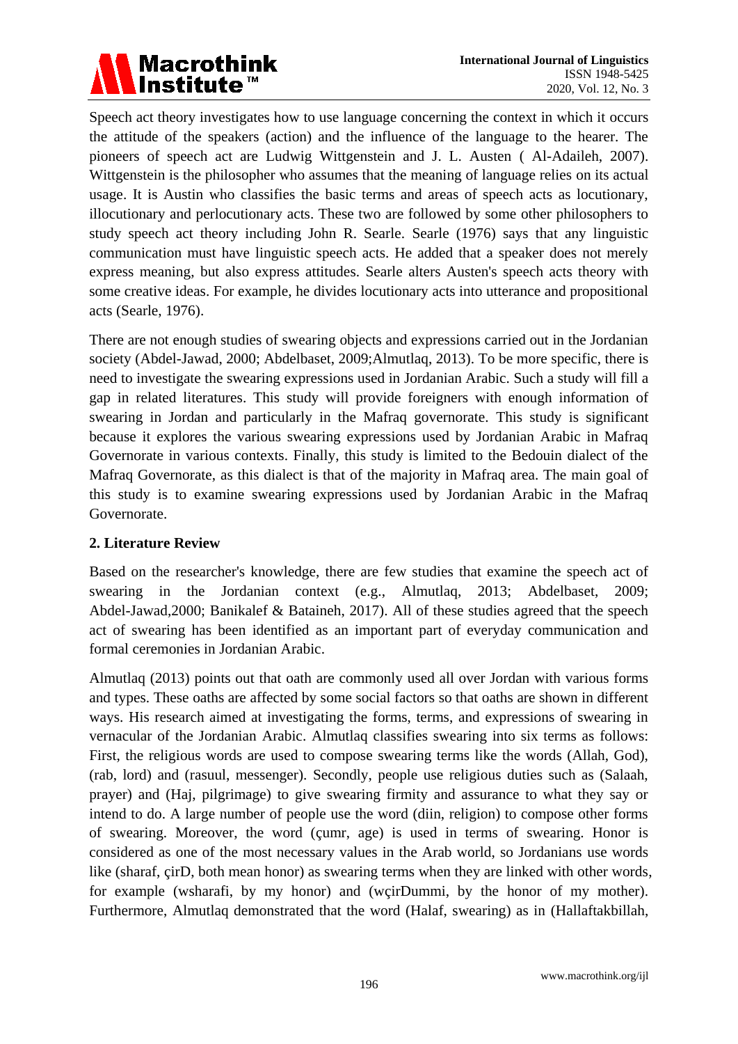Speech act theory investigates how to use language concerning the context in which it occurs the attitude of the speakers (action) and the influence of the language to the hearer. The pioneers of speech act are Ludwig Wittgenstein and J. L. Austen ( Al-Adaileh, 2007). Wittgenstein is the philosopher who assumes that the meaning of language relies on its actual usage. It is Austin who classifies the basic terms and areas of speech acts as locutionary, illocutionary and perlocutionary acts. These two are followed by some other philosophers to study speech act theory including John R. Searle. Searle (1976) says that any linguistic communication must have linguistic speech acts. He added that a speaker does not merely express meaning, but also express attitudes. Searle alters Austen's speech acts theory with some creative ideas. For example, he divides locutionary acts into utterance and propositional acts (Searle, 1976).

There are not enough studies of swearing objects and expressions carried out in the Jordanian society (Abdel-Jawad, 2000; Abdelbaset, 2009;Almutlaq, 2013). To be more specific, there is need to investigate the swearing expressions used in Jordanian Arabic. Such a study will fill a gap in related literatures. This study will provide foreigners with enough information of swearing in Jordan and particularly in the Mafraq governorate. This study is significant because it explores the various swearing expressions used by Jordanian Arabic in Mafraq Governorate in various contexts. Finally, this study is limited to the Bedouin dialect of the Mafraq Governorate, as this dialect is that of the majority in Mafraq area. The main goal of this study is to examine swearing expressions used by Jordanian Arabic in the Mafraq Governorate.

## 2. Literature Review

Based on the researcher's knowledge, there are few studies that examine the speech act of swearing in the Jordanian context (e.g., Almutlaq, 2013; Abdelbaset, 2009; Abdel-Jawad,2000; Banikalef & Bataineh, 2017). All of these studies agreed that the speech act of swearing has been identified as an important part of everyday communication and formal ceremonies in Jordanian Arabic.

Almutlaq (2013) points out that oath are commonly used all over Jordan with various forms and types. These oaths are affected by some social factors so that oaths are shown in different ways. His research aimed at investigating the forms, terms, and expressions of swearing in vernacular of the Jordanian Arabic. Almutlaq classifies swearing into six terms as follows: First, the religious words are used to compose swearing terms like the words (Allah, God), (rab, lord) and (rasuul, messenger). Secondly, people use religious duties such as (Salaah, prayer) and (Haj, pilgrimage) to give swearing firmity and assurance to what they say or intend to do. A large number of people use the word (diin, religion) to compose other forms of swearing. Moreover, the word (çumr, age) is used in terms of swearing. Honor is considered as one of the most necessary values in the Arab world, so Jordanians use words like (sharaf, çirD, both mean honor) as swearing terms when they are linked with other words, for example (wsharafi, by my honor) and (wçirDummi, by the honor of my mother). Furthermore, Almutlaq demonstrated that the word (Halaf, swearing) as in (Hallaftakbillah,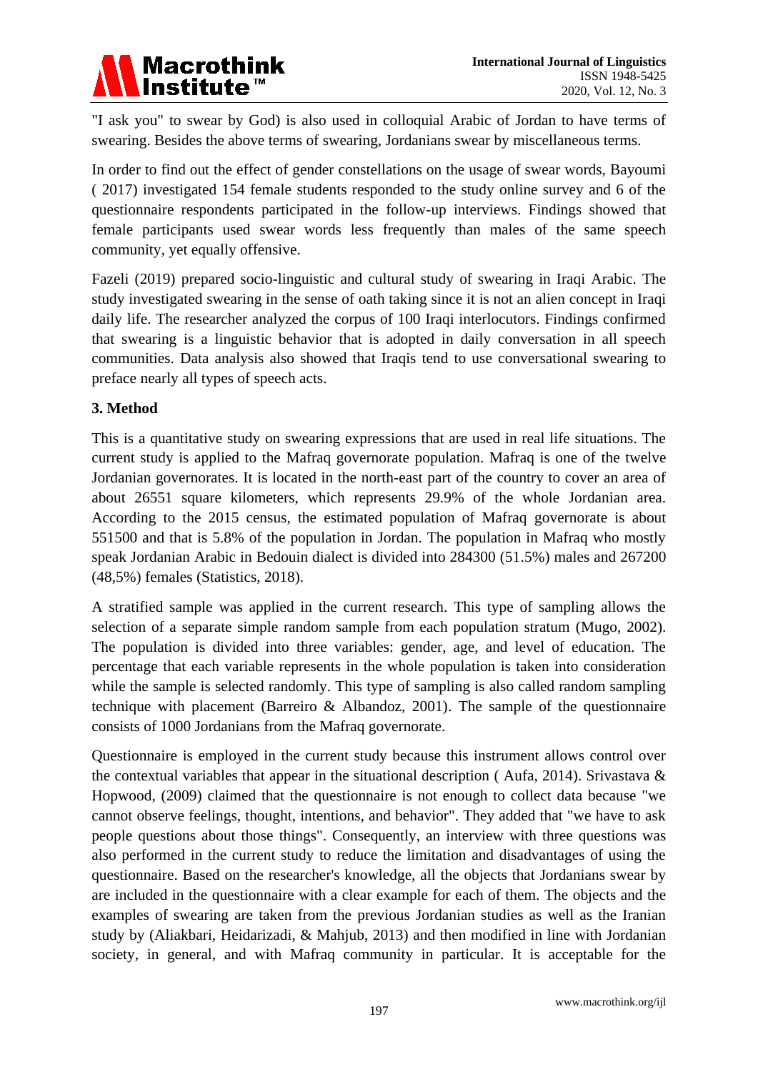"I ask you" to swear by God) is also used in colloquial Arabic of Jordan to have terms of swearing. Besides the above terms of swearing, Jordanians swear by miscellaneous terms.

In order to find out the effect of gender constellations on the usage of swear words, Bayoumi ( 2017) investigated 154 female students responded to the study online survey and 6 of the questionnaire respondents participated in the follow-up interviews. Findings showed that female participants used swear words less frequently than males of the same speech community, yet equally offensive.

Fazeli (2019) prepared socio-linguistic and cultural study of swearing in Iraqi Arabic. The study investigated swearing in the sense of oath taking since it is not an alien concept in Iraqi daily life. The researcher analyzed the corpus of 100 Iraqi interlocutors. Findings confirmed that swearing is a linguistic behavior that is adopted in daily conversation in all speech communities. Data analysis also showed that Iraqis tend to use conversational swearing to preface nearly all types of speech acts.

## 3. Method

This is a quantitative study on swearing expressions that are used in real life situations. The current study is applied to the Mafraq governorate population. Mafraq is one of the twelve Jordanian governorates. It is located in the north-east part of the country to cover an area of about 26551 square kilometers, which represents 29.9% of the whole Jordanian area. According to the 2015 census, the estimated population of Mafraq governorate is about 551500 and that is 5.8% of the population in Jordan. The population in Mafraq who mostly speak Jordanian Arabic in Bedouin dialect is divided into 284300 (51.5%) males and 267200 (48,5%) females (Statistics, 2018).

A stratified sample was applied in the current research. This type of sampling allows the selection of a separate simple random sample from each population stratum (Mugo, 2002). The population is divided into three variables: gender, age, and level of education. The percentage that each variable represents in the whole population is taken into consideration while the sample is selected randomly. This type of sampling is also called random sampling technique with placement (Barreiro & Albandoz, 2001). The sample of the questionnaire consists of 1000 Jordanians from the Mafraq governorate.

Questionnaire is employed in the current study because this instrument allows control over the contextual variables that appear in the situational description ( Aufa, 2014). Srivastava & Hopwood, (2009) claimed that the questionnaire is not enough to collect data because "we cannot observe feelings, thought, intentions, and behavior". They added that "we have to ask people questions about those things". Consequently, an interview with three questions was also performed in the current study to reduce the limitation and disadvantages of using the questionnaire. Based on the researcher's knowledge, all the objects that Jordanians swear by are included in the questionnaire with a clear example for each of them. The objects and the examples of swearing are taken from the previous Jordanian studies as well as the Iranian study by (Aliakbari, Heidarizadi, & Mahjub, 2013) and then modified in line with Jordanian society, in general, and with Mafraq community in particular. It is acceptable for the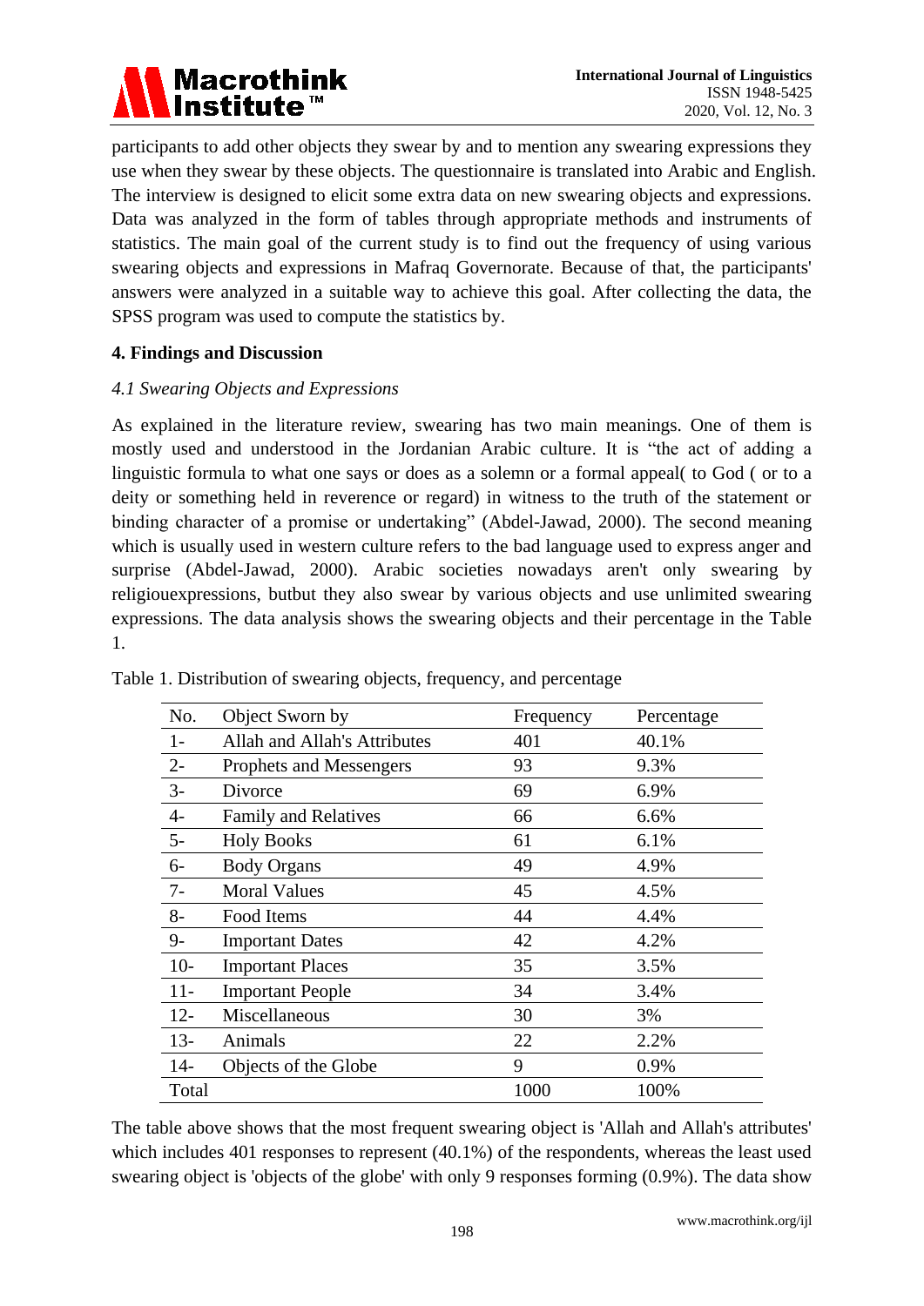participants to add other objects they swear by and to mention any swearing expressions they use when they swear by these objects. The questionnaire is translated into Arabic and English. The interview is designed to elicit some extra data on new swearing objects and expressions. Data was analyzed in the form of tables through appropriate methods and instruments of statistics. The main goal of the current study is to find out the frequency of using various swearing objects and expressions in Mafraq Governorate. Because of that, the participants' answers were analyzed in a suitable way to achieve this goal. After collecting the data, the SPSS program was used to compute the statistics by.

## 4. Findings and Discussion

### *4.1 Swearing Objects and Expressions*

As explained in the literature review, swearing has two main meanings. One of them is mostly used and understood in the Jordanian Arabic culture. It is "the act of adding a linguistic formula to what one says or does as a solemn or a formal appeal( to God ( or to a deity or something held in reverence or regard) in witness to the truth of the statement or binding character of a promise or undertaking" (Abdel-Jawad, 2000). The second meaning which is usually used in western culture refers to the bad language used to express anger and surprise (Abdel-Jawad, 2000). Arabic societies nowadays aren't only swearing by religiouexpressions, butbut they also swear by various objects and use unlimited swearing expressions. The data analysis shows the swearing objects and their percentage in the Table 1.

Table 1. Distribution of swearing objects, frequency, and percentage

| No. | Object Sworn by | Frequency | Percentage |
|---|---|---|---|
| 1- | Allah and Allah's Attributes | 401 | 40.1% |
| 2- | Prophets and Messengers | 93 | 9.3% |
| 3- | Divorce | 69 | 6.9% |
| 4- | Family and Relatives | 66 | 6.6% |
| 5- | Holy Books | 61 | 6.1% |
| 6- | Body Organs | 49 | 4.9% |
| 7- | Moral Values | 45 | 4.5% |
| 8- | Food Items | 44 | 4.4% |
| 9- | Important Dates | 42 | 4.2% |
| 10- | Important Places | 35 | 3.5% |
| 11- | Important People | 34 | 3.4% |
| 12- | Miscellaneous | 30 | 3% |
| 13- | Animals | 22 | 2.2% |
| 14- | Objects of the Globe | 9 | 0.9% |
| Total | | 1000 | 100% |

The table above shows that the most frequent swearing object is 'Allah and Allah's attributes' which includes 401 responses to represent (40.1%) of the respondents, whereas the least used swearing object is 'objects of the globe' with only 9 responses forming (0.9%). The data show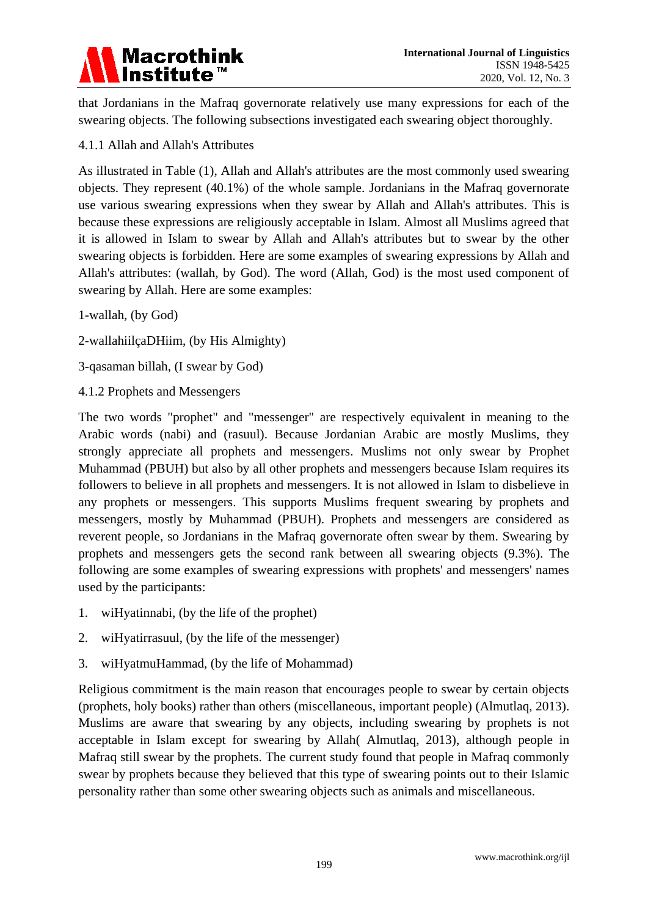that Jordanians in the Mafraq governorate relatively use many expressions for each of the swearing objects. The following subsections investigated each swearing object thoroughly.

#### 4.1.1 Allah and Allah's Attributes

As illustrated in Table (1), Allah and Allah's attributes are the most commonly used swearing objects. They represent (40.1%) of the whole sample. Jordanians in the Mafraq governorate use various swearing expressions when they swear by Allah and Allah's attributes. This is because these expressions are religiously acceptable in Islam. Almost all Muslims agreed that it is allowed in Islam to swear by Allah and Allah's attributes but to swear by the other swearing objects is forbidden. Here are some examples of swearing expressions by Allah and Allah's attributes: (wallah, by God). The word (Allah, God) is the most used component of swearing by Allah. Here are some examples:

1-wallah, (by God)

2-wallahiilçaDHiim, (by His Almighty)

3-qasaman billah, (I swear by God)

#### 4.1.2 Prophets and Messengers

The two words "prophet" and "messenger" are respectively equivalent in meaning to the Arabic words (nabi) and (rasuul). Because Jordanian Arabic are mostly Muslims, they strongly appreciate all prophets and messengers. Muslims not only swear by Prophet Muhammad (PBUH) but also by all other prophets and messengers because Islam requires its followers to believe in all prophets and messengers. It is not allowed in Islam to disbelieve in any prophets or messengers. This supports Muslims frequent swearing by prophets and messengers, mostly by Muhammad (PBUH). Prophets and messengers are considered as reverent people, so Jordanians in the Mafraq governorate often swear by them. Swearing by prophets and messengers gets the second rank between all swearing objects (9.3%). The following are some examples of swearing expressions with prophets' and messengers' names used by the participants:

1. wiHyatinnabi, (by the life of the prophet)
2. wiHyatirrasuul, (by the life of the messenger)
3. wiHyatmuHammad, (by the life of Mohammad)

Religious commitment is the main reason that encourages people to swear by certain objects (prophets, holy books) rather than others (miscellaneous, important people) (Almutlaq, 2013). Muslims are aware that swearing by any objects, including swearing by prophets is not acceptable in Islam except for swearing by Allah( Almutlaq, 2013), although people in Mafraq still swear by the prophets. The current study found that people in Mafraq commonly swear by prophets because they believed that this type of swearing points out to their Islamic personality rather than some other swearing objects such as animals and miscellaneous.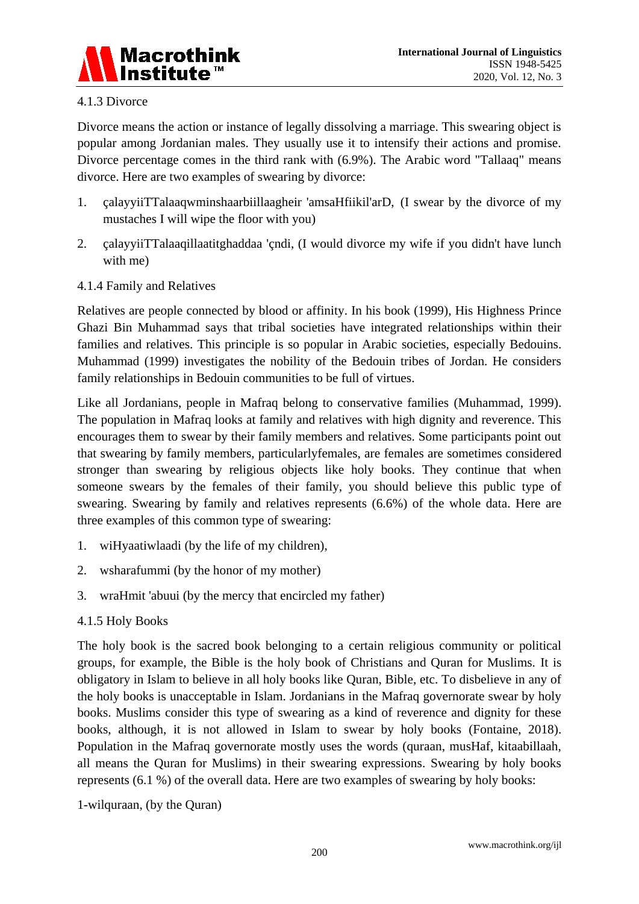#### 4.1.3 Divorce

Divorce means the action or instance of legally dissolving a marriage. This swearing object is popular among Jordanian males. They usually use it to intensify their actions and promise. Divorce percentage comes in the third rank with (6.9%). The Arabic word "Tallaaq" means divorce. Here are two examples of swearing by divorce:

1. çalayyiiTTalaaqwminshaarbiillaagheir 'amsaHfiikil'arD, (I swear by the divorce of my mustaches I will wipe the floor with you)
2. çalayyiiTTalaaqillaatitghaddaa 'çndi, (I would divorce my wife if you didn't have lunch with me)

#### 4.1.4 Family and Relatives

Relatives are people connected by blood or affinity. In his book (1999), His Highness Prince Ghazi Bin Muhammad says that tribal societies have integrated relationships within their families and relatives. This principle is so popular in Arabic societies, especially Bedouins. Muhammad (1999) investigates the nobility of the Bedouin tribes of Jordan. He considers family relationships in Bedouin communities to be full of virtues.

Like all Jordanians, people in Mafraq belong to conservative families (Muhammad, 1999). The population in Mafraq looks at family and relatives with high dignity and reverence. This encourages them to swear by their family members and relatives. Some participants point out that swearing by family members, particularlyfemales, are females are sometimes considered stronger than swearing by religious objects like holy books. They continue that when someone swears by the females of their family, you should believe this public type of swearing. Swearing by family and relatives represents (6.6%) of the whole data. Here are three examples of this common type of swearing:

1. wiHyaatiwlaadi (by the life of my children),
2. wsharafummi (by the honor of my mother)
3. wraHmit 'abuui (by the mercy that encircled my father)

#### 4.1.5 Holy Books

The holy book is the sacred book belonging to a certain religious community or political groups, for example, the Bible is the holy book of Christians and Quran for Muslims. It is obligatory in Islam to believe in all holy books like Quran, Bible, etc. To disbelieve in any of the holy books is unacceptable in Islam. Jordanians in the Mafraq governorate swear by holy books. Muslims consider this type of swearing as a kind of reverence and dignity for these books, although, it is not allowed in Islam to swear by holy books (Fontaine, 2018). Population in the Mafraq governorate mostly uses the words (quraan, musHaf, kitaabillaah, all means the Quran for Muslims) in their swearing expressions. Swearing by holy books represents (6.1 %) of the overall data. Here are two examples of swearing by holy books:

1-wilquraan, (by the Quran)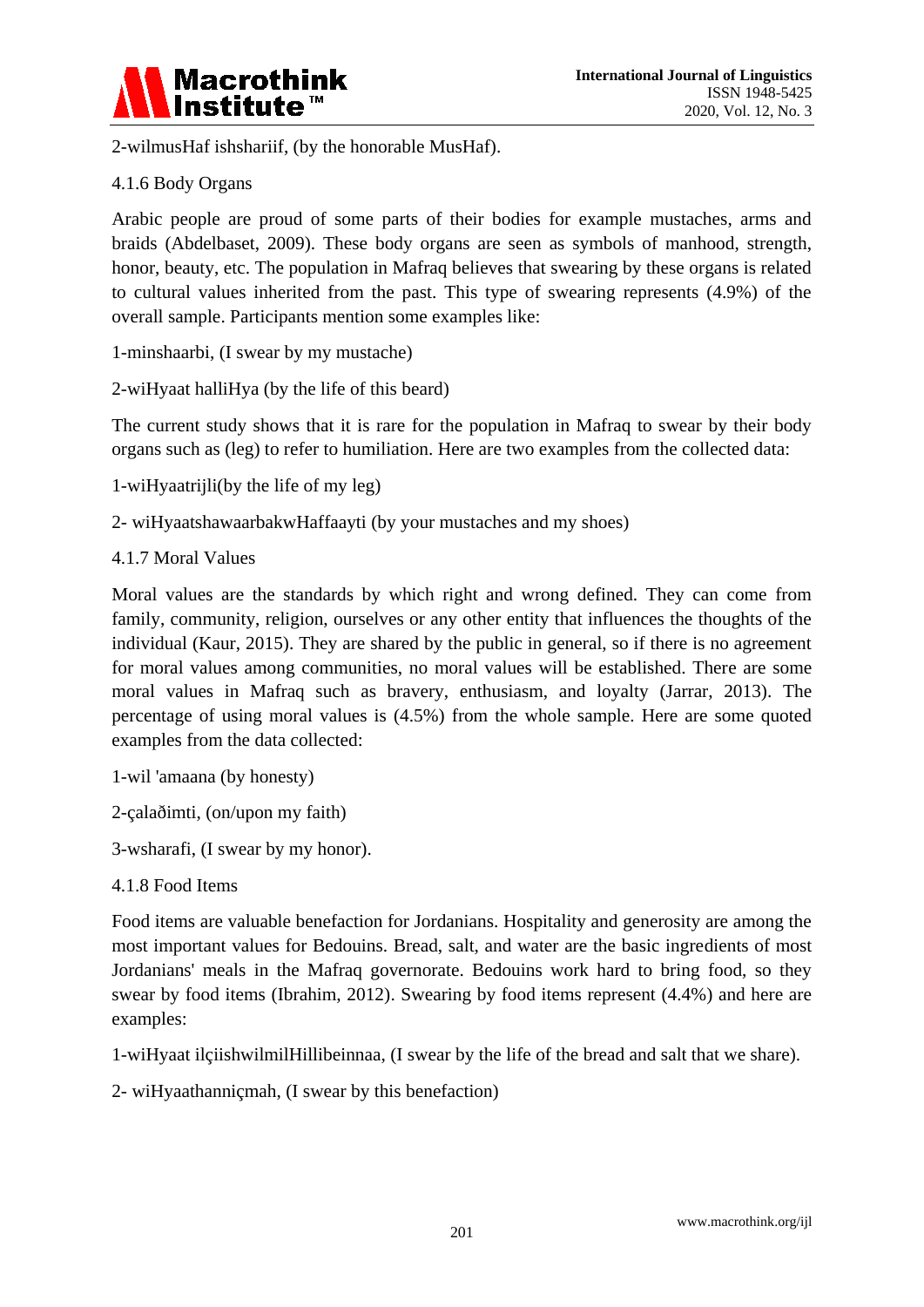2-wilmusHaf ishshariif, (by the honorable MusHaf).

### 4.1.6 Body Organs

Arabic people are proud of some parts of their bodies for example mustaches, arms and braids (Abdelbaset, 2009). These body organs are seen as symbols of manhood, strength, honor, beauty, etc. The population in Mafraq believes that swearing by these organs is related to cultural values inherited from the past. This type of swearing represents (4.9%) of the overall sample. Participants mention some examples like:

1-minshaarbi, (I swear by my mustache)

2-wiHyaat halliHya (by the life of this beard)

The current study shows that it is rare for the population in Mafraq to swear by their body organs such as (leg) to refer to humiliation. Here are two examples from the collected data:

1-wiHyaatrijli(by the life of my leg)

2- wiHyaatshawaarbakwHaffaayti (by your mustaches and my shoes)

### 4.1.7 Moral Values

Moral values are the standards by which right and wrong defined. They can come from family, community, religion, ourselves or any other entity that influences the thoughts of the individual (Kaur, 2015). They are shared by the public in general, so if there is no agreement for moral values among communities, no moral values will be established. There are some moral values in Mafraq such as bravery, enthusiasm, and loyalty (Jarrar, 2013). The percentage of using moral values is (4.5%) from the whole sample. Here are some quoted examples from the data collected:

1-wil 'amaana (by honesty)

2-çalaðimti, (on/upon my faith)

3-wsharafi, (I swear by my honor).

### 4.1.8 Food Items

Food items are valuable benefaction for Jordanians. Hospitality and generosity are among the most important values for Bedouins. Bread, salt, and water are the basic ingredients of most Jordanians' meals in the Mafraq governorate. Bedouins work hard to bring food, so they swear by food items (Ibrahim, 2012). Swearing by food items represent (4.4%) and here are examples:

1-wiHyaat ilçiishwilmilHillibeinnaa, (I swear by the life of the bread and salt that we share).

2- wiHyaathanniçmah, (I swear by this benefaction)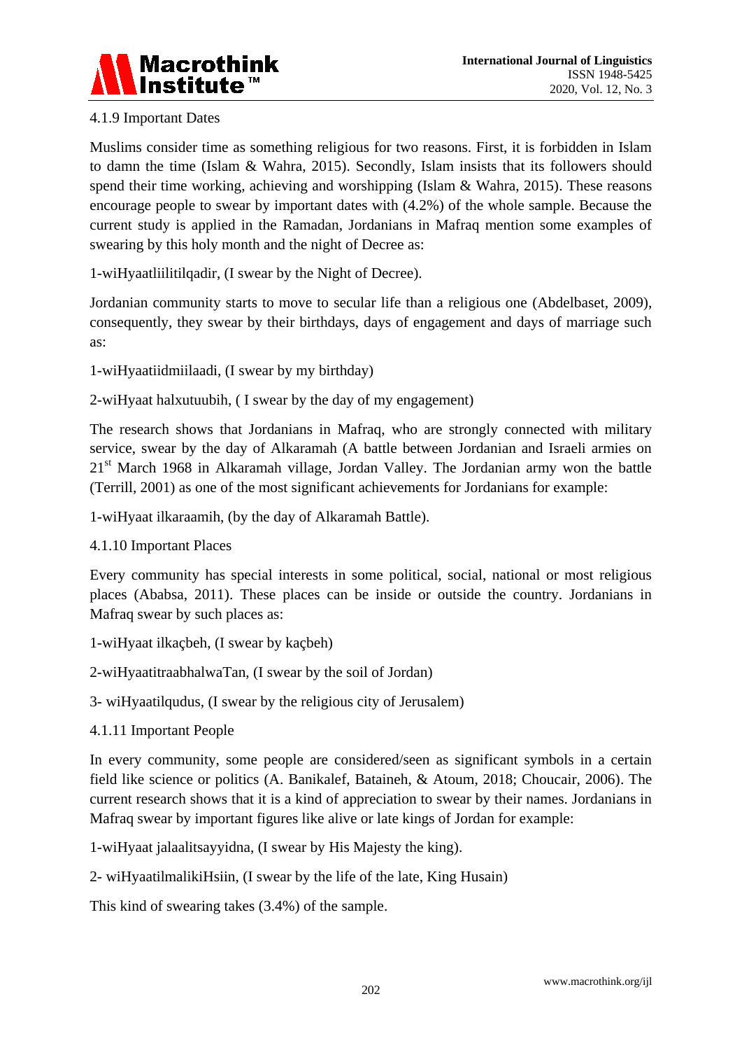#### 4.1.9 Important Dates

Muslims consider time as something religious for two reasons. First, it is forbidden in Islam to damn the time (Islam & Wahra, 2015). Secondly, Islam insists that its followers should spend their time working, achieving and worshipping (Islam & Wahra, 2015). These reasons encourage people to swear by important dates with (4.2%) of the whole sample. Because the current study is applied in the Ramadan, Jordanians in Mafraq mention some examples of swearing by this holy month and the night of Decree as:

1-wiHyaatliilitilqadir, (I swear by the Night of Decree).

Jordanian community starts to move to secular life than a religious one (Abdelbaset, 2009), consequently, they swear by their birthdays, days of engagement and days of marriage such as:

1-wiHyaatiidmiilaadi, (I swear by my birthday)

2-wiHyaat halxutuubih, ( I swear by the day of my engagement)

The research shows that Jordanians in Mafraq, who are strongly connected with military service, swear by the day of Alkaramah (A battle between Jordanian and Israeli armies on 21st March 1968 in Alkaramah village, Jordan Valley. The Jordanian army won the battle (Terrill, 2001) as one of the most significant achievements for Jordanians for example:

1-wiHyaat ilkaraamih, (by the day of Alkaramah Battle).

#### 4.1.10 Important Places

Every community has special interests in some political, social, national or most religious places (Ababsa, 2011). These places can be inside or outside the country. Jordanians in Mafraq swear by such places as:

1-wiHyaat ilkaçbeh, (I swear by kaçbeh)

2-wiHyaatitraabhalwaTan, (I swear by the soil of Jordan)

3- wiHyaatilqudus, (I swear by the religious city of Jerusalem)

#### 4.1.11 Important People

In every community, some people are considered/seen as significant symbols in a certain field like science or politics (A. Banikalef, Bataineh, & Atoum, 2018; Choucair, 2006). The current research shows that it is a kind of appreciation to swear by their names. Jordanians in Mafraq swear by important figures like alive or late kings of Jordan for example:

1-wiHyaat jalaalitsayyidna, (I swear by His Majesty the king).

2- wiHyaatilmalikiHsiin, (I swear by the life of the late, King Husain)

This kind of swearing takes (3.4%) of the sample.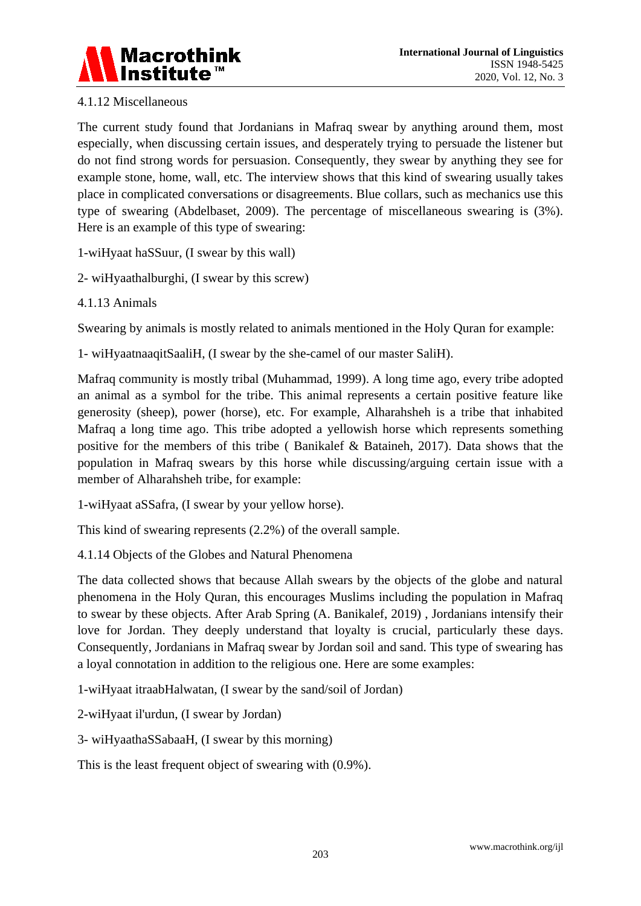#### 4.1.12 Miscellaneous

The current study found that Jordanians in Mafraq swear by anything around them, most especially, when discussing certain issues, and desperately trying to persuade the listener but do not find strong words for persuasion. Consequently, they swear by anything they see for example stone, home, wall, etc. The interview shows that this kind of swearing usually takes place in complicated conversations or disagreements. Blue collars, such as mechanics use this type of swearing (Abdelbaset, 2009). The percentage of miscellaneous swearing is (3%). Here is an example of this type of swearing:

1-wiHyaat haSSuur, (I swear by this wall)

2- wiHyaathalburghi, (I swear by this screw)

#### 4.1.13 Animals

Swearing by animals is mostly related to animals mentioned in the Holy Quran for example:

1- wiHyaatnaaqitSaaliH, (I swear by the she-camel of our master SaliH).

Mafraq community is mostly tribal (Muhammad, 1999). A long time ago, every tribe adopted an animal as a symbol for the tribe. This animal represents a certain positive feature like generosity (sheep), power (horse), etc. For example, Alharahsheh is a tribe that inhabited Mafraq a long time ago. This tribe adopted a yellowish horse which represents something positive for the members of this tribe ( Banikalef & Bataineh, 2017). Data shows that the population in Mafraq swears by this horse while discussing/arguing certain issue with a member of Alharahsheh tribe, for example:

1-wiHyaat aSSafra, (I swear by your yellow horse).

This kind of swearing represents (2.2%) of the overall sample.

#### 4.1.14 Objects of the Globes and Natural Phenomena

The data collected shows that because Allah swears by the objects of the globe and natural phenomena in the Holy Quran, this encourages Muslims including the population in Mafraq to swear by these objects. After Arab Spring (A. Banikalef, 2019) , Jordanians intensify their love for Jordan. They deeply understand that loyalty is crucial, particularly these days. Consequently, Jordanians in Mafraq swear by Jordan soil and sand. This type of swearing has a loyal connotation in addition to the religious one. Here are some examples:

1-wiHyaat itraabHalwatan, (I swear by the sand/soil of Jordan)

2-wiHyaat il'urdun, (I swear by Jordan)

3- wiHyaathaSSabaaH, (I swear by this morning)

This is the least frequent object of swearing with (0.9%).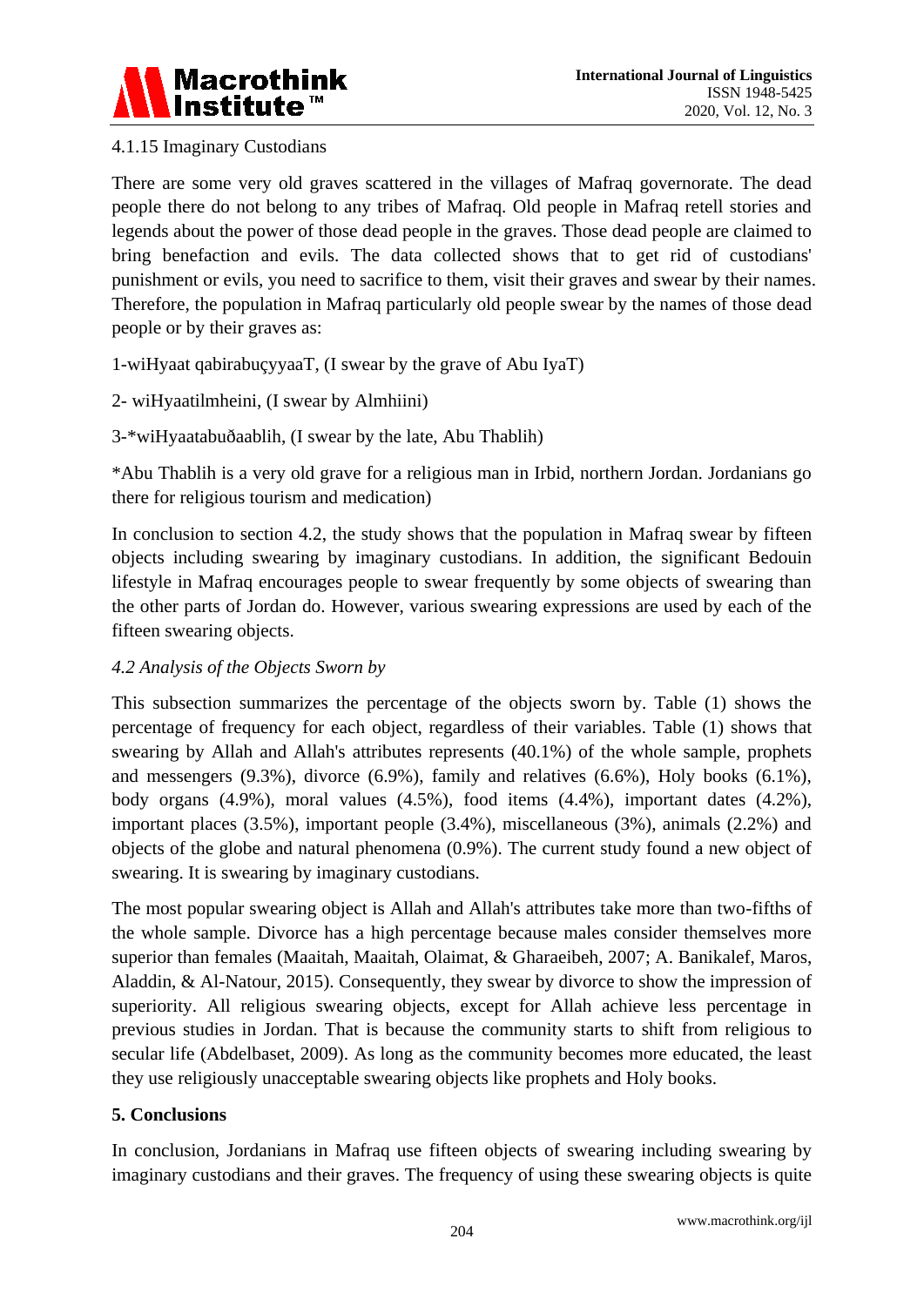4.1.15 Imaginary Custodians

There are some very old graves scattered in the villages of Mafraq governorate. The dead people there do not belong to any tribes of Mafraq. Old people in Mafraq retell stories and legends about the power of those dead people in the graves. Those dead people are claimed to bring benefaction and evils. The data collected shows that to get rid of custodians' punishment or evils, you need to sacrifice to them, visit their graves and swear by their names. Therefore, the population in Mafraq particularly old people swear by the names of those dead people or by their graves as:

1-wiHyaat qabirabuçyyaaT, (I swear by the grave of Abu IyaT)

2- wiHyaatilmheini, (I swear by Almhiini)

3-*wiHyaatabuðaablih, (I swear by the late, Abu Thablih)

*Abu Thablih is a very old grave for a religious man in Irbid, northern Jordan. Jordanians go there for religious tourism and medication)

In conclusion to section 4.2, the study shows that the population in Mafraq swear by fifteen objects including swearing by imaginary custodians. In addition, the significant Bedouin lifestyle in Mafraq encourages people to swear frequently by some objects of swearing than the other parts of Jordan do. However, various swearing expressions are used by each of the fifteen swearing objects.

*4.2 Analysis of the Objects Sworn by*

This subsection summarizes the percentage of the objects sworn by. Table (1) shows the percentage of frequency for each object, regardless of their variables. Table (1) shows that swearing by Allah and Allah's attributes represents (40.1%) of the whole sample, prophets and messengers (9.3%), divorce (6.9%), family and relatives (6.6%), Holy books (6.1%), body organs (4.9%), moral values (4.5%), food items (4.4%), important dates (4.2%), important places (3.5%), important people (3.4%), miscellaneous (3%), animals (2.2%) and objects of the globe and natural phenomena (0.9%). The current study found a new object of swearing. It is swearing by imaginary custodians.

The most popular swearing object is Allah and Allah's attributes take more than two-fifths of the whole sample. Divorce has a high percentage because males consider themselves more superior than females (Maaitah, Maaitah, Olaimat, & Gharaeibeh, 2007; A. Banikalef, Maros, Aladdin, & Al-Natour, 2015). Consequently, they swear by divorce to show the impression of superiority. All religious swearing objects, except for Allah achieve less percentage in previous studies in Jordan. That is because the community starts to shift from religious to secular life (Abdelbaset, 2009). As long as the community becomes more educated, the least they use religiously unacceptable swearing objects like prophets and Holy books.

## 5. Conclusions

In conclusion, Jordanians in Mafraq use fifteen objects of swearing including swearing by imaginary custodians and their graves. The frequency of using these swearing objects is quite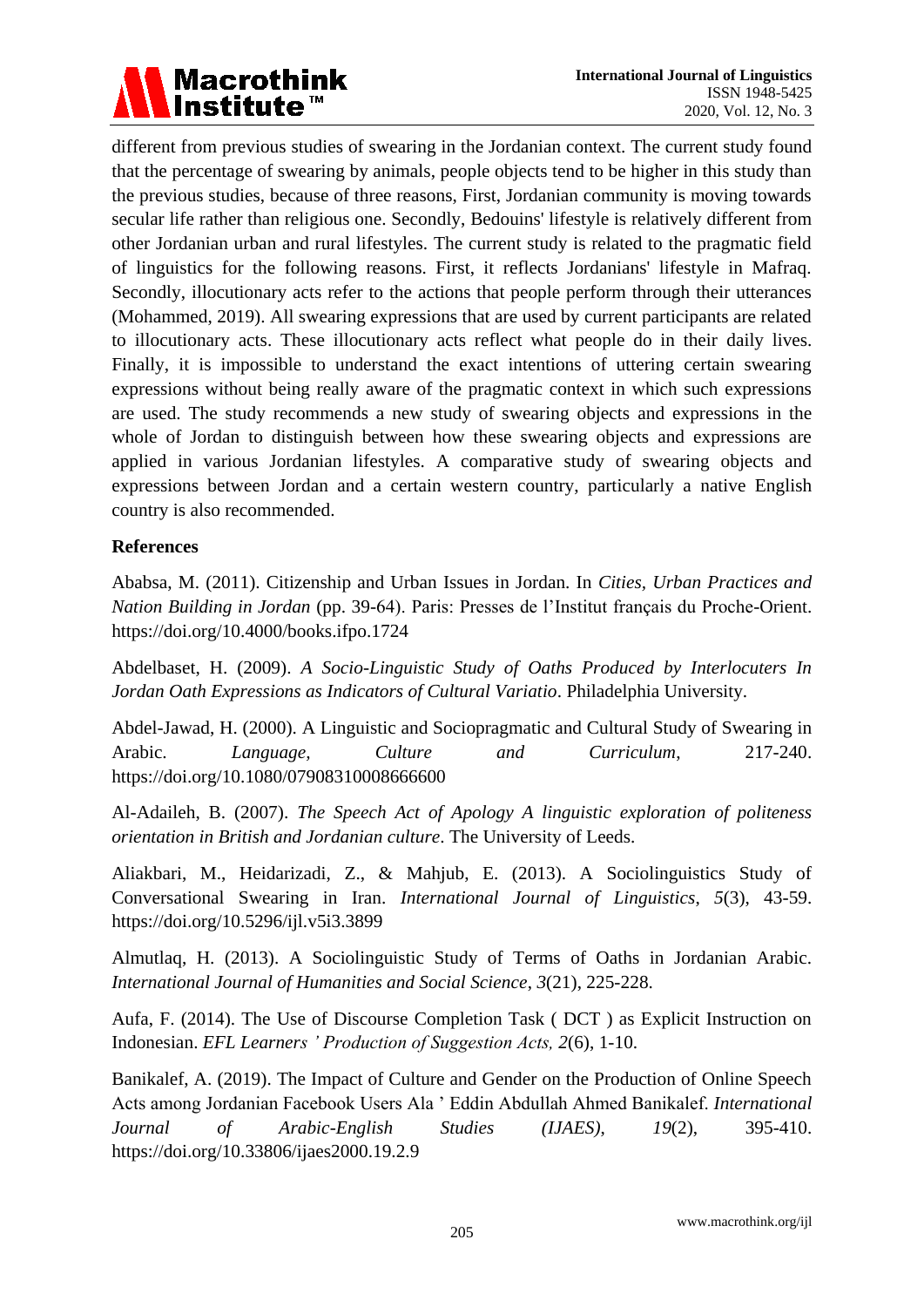different from previous studies of swearing in the Jordanian context. The current study found that the percentage of swearing by animals, people objects tend to be higher in this study than the previous studies, because of three reasons, First, Jordanian community is moving towards secular life rather than religious one. Secondly, Bedouins' lifestyle is relatively different from other Jordanian urban and rural lifestyles. The current study is related to the pragmatic field of linguistics for the following reasons. First, it reflects Jordanians' lifestyle in Mafraq. Secondly, illocutionary acts refer to the actions that people perform through their utterances (Mohammed, 2019). All swearing expressions that are used by current participants are related to illocutionary acts. These illocutionary acts reflect what people do in their daily lives. Finally, it is impossible to understand the exact intentions of uttering certain swearing expressions without being really aware of the pragmatic context in which such expressions are used. The study recommends a new study of swearing objects and expressions in the whole of Jordan to distinguish between how these swearing objects and expressions are applied in various Jordanian lifestyles. A comparative study of swearing objects and expressions between Jordan and a certain western country, particularly a native English country is also recommended.

## References

Ababsa, M. (2011). Citizenship and Urban Issues in Jordan. In *Cities, Urban Practices and Nation Building in Jordan* (pp. 39-64). Paris: Presses de l'Institut français du Proche-Orient. https://doi.org/10.4000/books.ifpo.1724

Abdelbaset, H. (2009). *A Socio-Linguistic Study of Oaths Produced by Interlocuters In Jordan Oath Expressions as Indicators of Cultural Variatio*. Philadelphia University.

Abdel-Jawad, H. (2000). A Linguistic and Sociopragmatic and Cultural Study of Swearing in Arabic. *Language, Culture and Curriculum*, 217-240. https://doi.org/10.1080/07908310008666600

Al-Adaileh, B. (2007). *The Speech Act of Apology A linguistic exploration of politeness orientation in British and Jordanian culture*. The University of Leeds.

Aliakbari, M., Heidarizadi, Z., & Mahjub, E. (2013). A Sociolinguistics Study of Conversational Swearing in Iran. *International Journal of Linguistics*, *5*(3), 43-59. https://doi.org/10.5296/ijl.v5i3.3899

Almutlaq, H. (2013). A Sociolinguistic Study of Terms of Oaths in Jordanian Arabic. *International Journal of Humanities and Social Science*, *3*(21), 225-228.

Aufa, F. (2014). The Use of Discourse Completion Task ( DCT ) as Explicit Instruction on Indonesian. *EFL Learners ' Production of Suggestion Acts, 2*(6), 1-10.

Banikalef, A. (2019). The Impact of Culture and Gender on the Production of Online Speech Acts among Jordanian Facebook Users Ala ' Eddin Abdullah Ahmed Banikalef. *International Journal of Arabic-English Studies (IJAES)*, *19*(2), 395-410. https://doi.org/10.33806/ijaes2000.19.2.9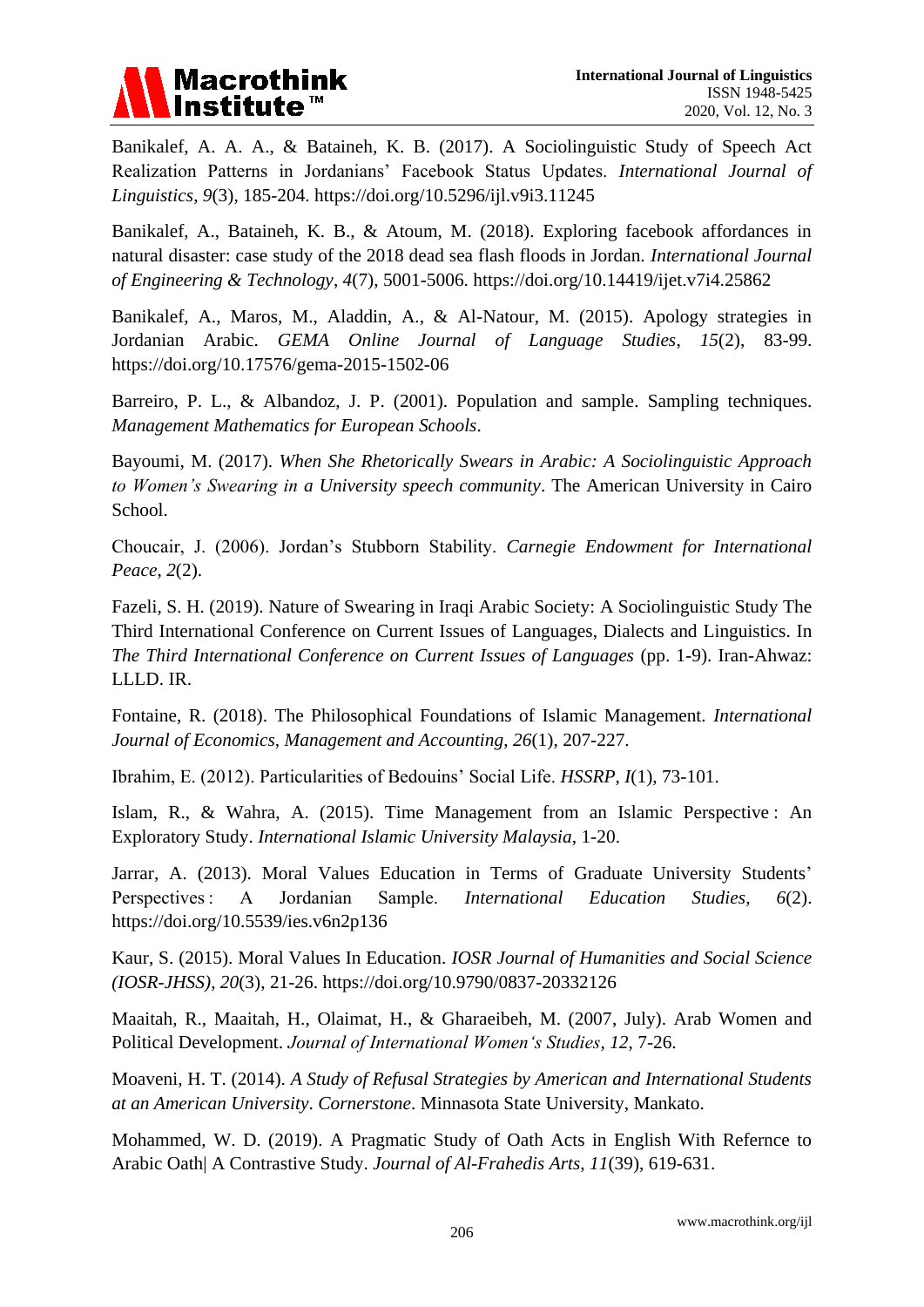Banikalef, A. A. A., & Bataineh, K. B. (2017). A Sociolinguistic Study of Speech Act Realization Patterns in Jordanians' Facebook Status Updates. *International Journal of Linguistics*, *9*(3), 185-204. https://doi.org/10.5296/ijl.v9i3.11245

Banikalef, A., Bataineh, K. B., & Atoum, M. (2018). Exploring facebook affordances in natural disaster: case study of the 2018 dead sea flash floods in Jordan. *International Journal of Engineering & Technology*, *4*(7), 5001-5006. https://doi.org/10.14419/ijet.v7i4.25862

Banikalef, A., Maros, M., Aladdin, A., & Al-Natour, M. (2015). Apology strategies in Jordanian Arabic. *GEMA Online Journal of Language Studies*, *15*(2), 83-99. https://doi.org/10.17576/gema-2015-1502-06

Barreiro, P. L., & Albandoz, J. P. (2001). Population and sample. Sampling techniques. *Management Mathematics for European Schools*.

Bayoumi, M. (2017). *When She Rhetorically Swears in Arabic: A Sociolinguistic Approach to Women's Swearing in a University speech community*. The American University in Cairo School.

Choucair, J. (2006). Jordan's Stubborn Stability. *Carnegie Endowment for International Peace*, *2*(2).

Fazeli, S. H. (2019). Nature of Swearing in Iraqi Arabic Society: A Sociolinguistic Study The Third International Conference on Current Issues of Languages, Dialects and Linguistics. In *The Third International Conference on Current Issues of Languages* (pp. 1-9). Iran-Ahwaz: LLLD. IR.

Fontaine, R. (2018). The Philosophical Foundations of Islamic Management. *International Journal of Economics, Management and Accounting*, *26*(1), 207-227.

Ibrahim, E. (2012). Particularities of Bedouins' Social Life. *HSSRP*, *I*(1), 73-101.

Islam, R., & Wahra, A. (2015). Time Management from an Islamic Perspective : An Exploratory Study. *International Islamic University Malaysia*, 1-20.

Jarrar, A. (2013). Moral Values Education in Terms of Graduate University Students' Perspectives : A Jordanian Sample. *International Education Studies*, *6*(2). https://doi.org/10.5539/ies.v6n2p136

Kaur, S. (2015). Moral Values In Education. *IOSR Journal of Humanities and Social Science (IOSR-JHSS)*, *20*(3), 21-26. https://doi.org/10.9790/0837-20332126

Maaitah, R., Maaitah, H., Olaimat, H., & Gharaeibeh, M. (2007, July). Arab Women and Political Development. *Journal of International Women's Studies*, *12*, 7-26.

Moaveni, H. T. (2014). *A Study of Refusal Strategies by American and International Students at an American University*. *Cornerstone*. Minnasota State University, Mankato.

Mohammed, W. D. (2019). A Pragmatic Study of Oath Acts in English With Refernce to Arabic Oath| A Contrastive Study. *Journal of Al-Frahedis Arts*, *11*(39), 619-631.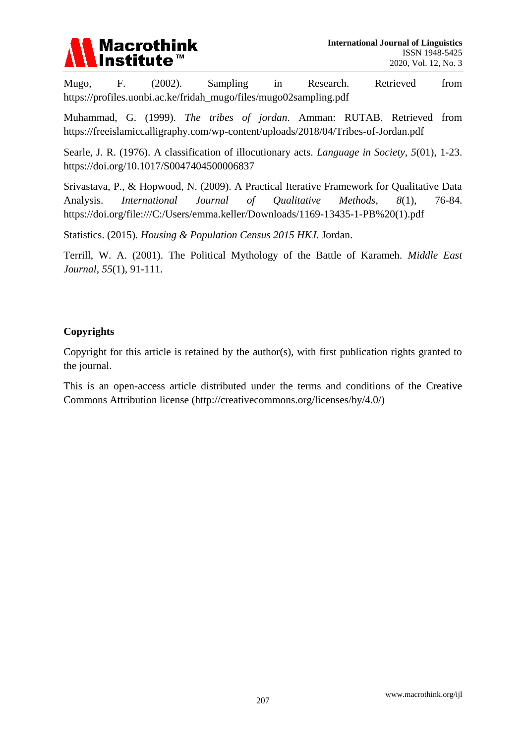Mugo, F. (2002). Sampling in Research. Retrieved from https://profiles.uonbi.ac.ke/fridah_mugo/files/mugo02sampling.pdf

Muhammad, G. (1999). *The tribes of jordan*. Amman: RUTAB. Retrieved from https://freeislamiccalligraphy.com/wp-content/uploads/2018/04/Tribes-of-Jordan.pdf

Searle, J. R. (1976). A classification of illocutionary acts. *Language in Society*, *5*(01), 1-23. https://doi.org/10.1017/S0047404500006837

Srivastava, P., & Hopwood, N. (2009). A Practical Iterative Framework for Qualitative Data Analysis. *International Journal of Qualitative Methods*, *8*(1), 76-84. https://doi.org/file:///C:/Users/emma.keller/Downloads/1169-13435-1-PB%20(1).pdf

Statistics. (2015). *Housing & Population Census 2015 HKJ*. Jordan.

Terrill, W. A. (2001). The Political Mythology of the Battle of Karameh. *Middle East Journal*, *55*(1), 91-111.

## Copyrights

Copyright for this article is retained by the author(s), with first publication rights granted to the journal.

This is an open-access article distributed under the terms and conditions of the Creative Commons Attribution license (http://creativecommons.org/licenses/by/4.0/)